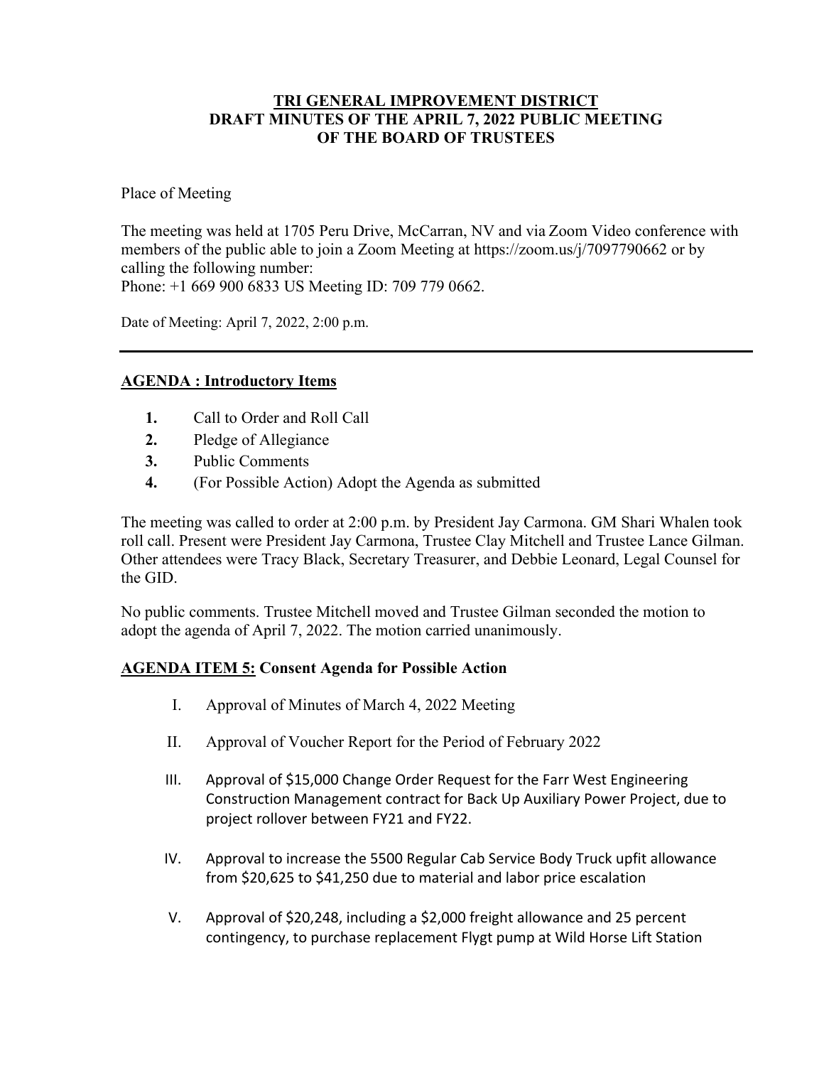# TRI GENERAL IMPROVEMENT DISTRICT
## DRAFT MINUTES OF THE APRIL 7, 2022 PUBLIC MEETING OF THE BOARD OF TRUSTEES

Place of Meeting

The meeting was held at 1705 Peru Drive, McCarran, NV and via Zoom Video conference with members of the public able to join a Zoom Meeting at https://zoom.us/j/7097790662 or by calling the following number:
Phone: +1 669 900 6833 US Meeting ID: 709 779 0662.

Date of Meeting: April 7, 2022, 2:00 p.m.

---

### AGENDA : Introductory Items

1. Call to Order and Roll Call
2. Pledge of Allegiance
3. Public Comments
4. (For Possible Action) Adopt the Agenda as submitted

The meeting was called to order at 2:00 p.m. by President Jay Carmona. GM Shari Whalen took roll call. Present were President Jay Carmona, Trustee Clay Mitchell and Trustee Lance Gilman. Other attendees were Tracy Black, Secretary Treasurer, and Debbie Leonard, Legal Counsel for the GID.

No public comments. Trustee Mitchell moved and Trustee Gilman seconded the motion to adopt the agenda of April 7, 2022. The motion carried unanimously.

### AGENDA ITEM 5: Consent Agenda for Possible Action

I. Approval of Minutes of March 4, 2022 Meeting

II. Approval of Voucher Report for the Period of February 2022

III. Approval of $15,000 Change Order Request for the Farr West Engineering Construction Management contract for Back Up Auxiliary Power Project, due to project rollover between FY21 and FY22.

IV. Approval to increase the 5500 Regular Cab Service Body Truck upfit allowance from $20,625 to $41,250 due to material and labor price escalation

V. Approval of $20,248, including a $2,000 freight allowance and 25 percent contingency, to purchase replacement Flygt pump at Wild Horse Lift Station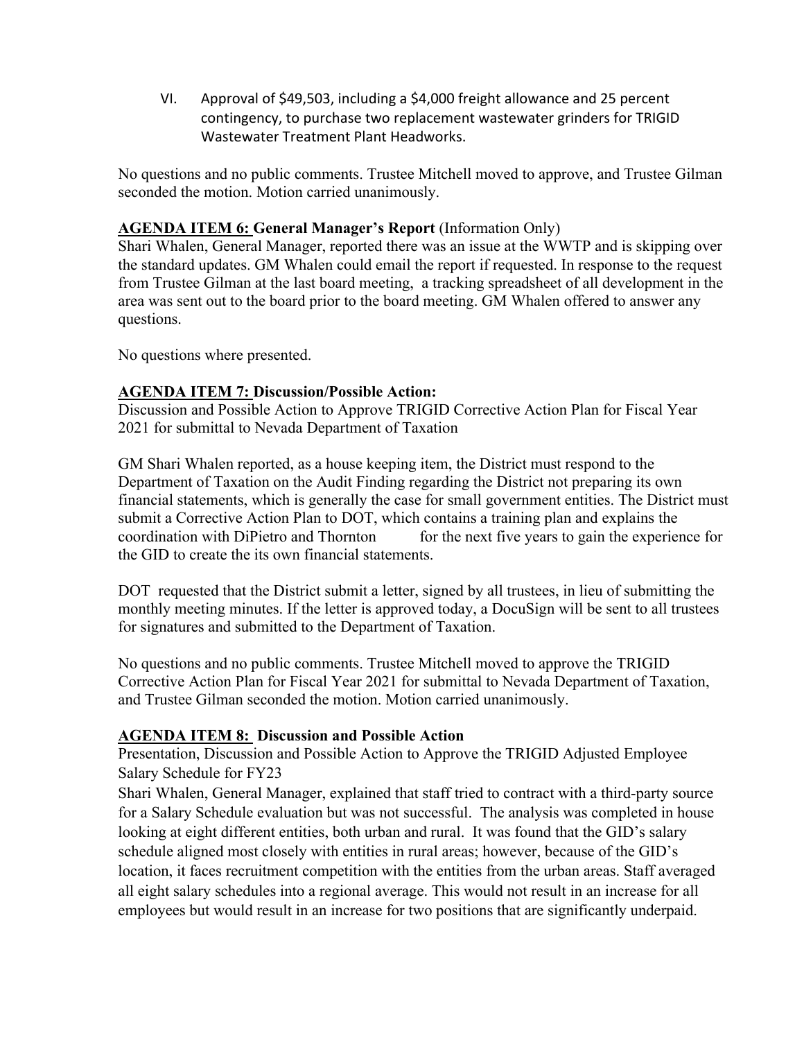VI. Approval of $49,503, including a $4,000 freight allowance and 25 percent contingency, to purchase two replacement wastewater grinders for TRIGID Wastewater Treatment Plant Headworks.

No questions and no public comments. Trustee Mitchell moved to approve, and Trustee Gilman seconded the motion. Motion carried unanimously.

**AGENDA ITEM 6: General Manager's Report** (Information Only)
Shari Whalen, General Manager, reported there was an issue at the WWTP and is skipping over the standard updates. GM Whalen could email the report if requested. In response to the request from Trustee Gilman at the last board meeting, a tracking spreadsheet of all development in the area was sent out to the board prior to the board meeting. GM Whalen offered to answer any questions.

No questions where presented.

**AGENDA ITEM 7: Discussion/Possible Action:**
Discussion and Possible Action to Approve TRIGID Corrective Action Plan for Fiscal Year 2021 for submittal to Nevada Department of Taxation

GM Shari Whalen reported, as a house keeping item, the District must respond to the Department of Taxation on the Audit Finding regarding the District not preparing its own financial statements, which is generally the case for small government entities. The District must submit a Corrective Action Plan to DOT, which contains a training plan and explains the coordination with DiPietro and Thornton for the next five years to gain the experience for the GID to create the its own financial statements.

DOT requested that the District submit a letter, signed by all trustees, in lieu of submitting the monthly meeting minutes. If the letter is approved today, a DocuSign will be sent to all trustees for signatures and submitted to the Department of Taxation.

No questions and no public comments. Trustee Mitchell moved to approve the TRIGID Corrective Action Plan for Fiscal Year 2021 for submittal to Nevada Department of Taxation, and Trustee Gilman seconded the motion. Motion carried unanimously.

**AGENDA ITEM 8: Discussion and Possible Action**
Presentation, Discussion and Possible Action to Approve the TRIGID Adjusted Employee Salary Schedule for FY23
Shari Whalen, General Manager, explained that staff tried to contract with a third-party source for a Salary Schedule evaluation but was not successful. The analysis was completed in house looking at eight different entities, both urban and rural. It was found that the GID's salary schedule aligned most closely with entities in rural areas; however, because of the GID's location, it faces recruitment competition with the entities from the urban areas. Staff averaged all eight salary schedules into a regional average. This would not result in an increase for all employees but would result in an increase for two positions that are significantly underpaid.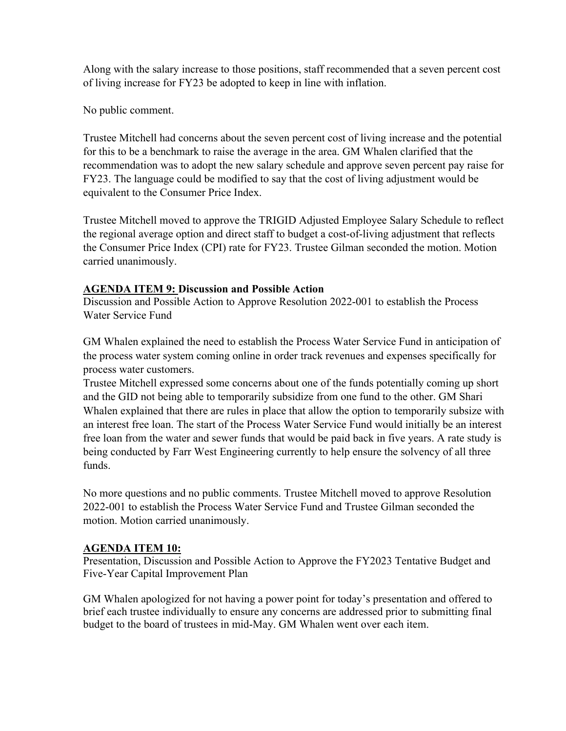Along with the salary increase to those positions, staff recommended that a seven percent cost of living increase for FY23 be adopted to keep in line with inflation.

No public comment.

Trustee Mitchell had concerns about the seven percent cost of living increase and the potential for this to be a benchmark to raise the average in the area. GM Whalen clarified that the recommendation was to adopt the new salary schedule and approve seven percent pay raise for FY23. The language could be modified to say that the cost of living adjustment would be equivalent to the Consumer Price Index.

Trustee Mitchell moved to approve the TRIGID Adjusted Employee Salary Schedule to reflect the regional average option and direct staff to budget a cost-of-living adjustment that reflects the Consumer Price Index (CPI) rate for FY23. Trustee Gilman seconded the motion. Motion carried unanimously.

**AGENDA ITEM 9: Discussion and Possible Action**

Discussion and Possible Action to Approve Resolution 2022-001 to establish the Process Water Service Fund

GM Whalen explained the need to establish the Process Water Service Fund in anticipation of the process water system coming online in order track revenues and expenses specifically for process water customers.

Trustee Mitchell expressed some concerns about one of the funds potentially coming up short and the GID not being able to temporarily subsidize from one fund to the other. GM Shari Whalen explained that there are rules in place that allow the option to temporarily subsize with an interest free loan. The start of the Process Water Service Fund would initially be an interest free loan from the water and sewer funds that would be paid back in five years. A rate study is being conducted by Farr West Engineering currently to help ensure the solvency of all three funds.

No more questions and no public comments. Trustee Mitchell moved to approve Resolution 2022-001 to establish the Process Water Service Fund and Trustee Gilman seconded the motion. Motion carried unanimously.

**AGENDA ITEM 10:**

Presentation, Discussion and Possible Action to Approve the FY2023 Tentative Budget and Five-Year Capital Improvement Plan

GM Whalen apologized for not having a power point for today's presentation and offered to brief each trustee individually to ensure any concerns are addressed prior to submitting final budget to the board of trustees in mid-May. GM Whalen went over each item.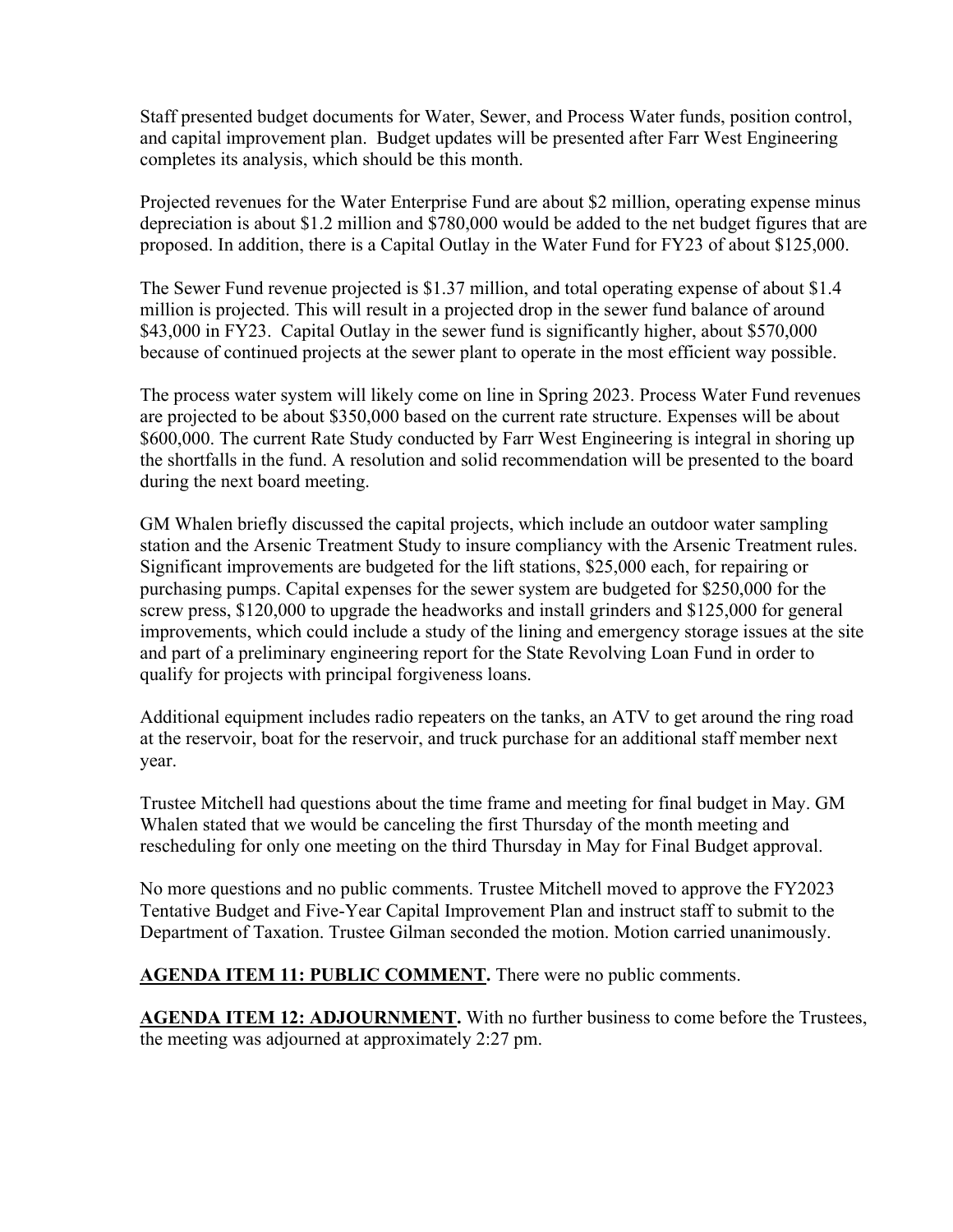Staff presented budget documents for Water, Sewer, and Process Water funds, position control, and capital improvement plan. Budget updates will be presented after Farr West Engineering completes its analysis, which should be this month.

Projected revenues for the Water Enterprise Fund are about $2 million, operating expense minus depreciation is about $1.2 million and $780,000 would be added to the net budget figures that are proposed. In addition, there is a Capital Outlay in the Water Fund for FY23 of about $125,000.

The Sewer Fund revenue projected is $1.37 million, and total operating expense of about $1.4 million is projected. This will result in a projected drop in the sewer fund balance of around $43,000 in FY23. Capital Outlay in the sewer fund is significantly higher, about $570,000 because of continued projects at the sewer plant to operate in the most efficient way possible.

The process water system will likely come on line in Spring 2023. Process Water Fund revenues are projected to be about $350,000 based on the current rate structure. Expenses will be about $600,000. The current Rate Study conducted by Farr West Engineering is integral in shoring up the shortfalls in the fund. A resolution and solid recommendation will be presented to the board during the next board meeting.

GM Whalen briefly discussed the capital projects, which include an outdoor water sampling station and the Arsenic Treatment Study to insure compliancy with the Arsenic Treatment rules. Significant improvements are budgeted for the lift stations, $25,000 each, for repairing or purchasing pumps. Capital expenses for the sewer system are budgeted for $250,000 for the screw press, $120,000 to upgrade the headworks and install grinders and $125,000 for general improvements, which could include a study of the lining and emergency storage issues at the site and part of a preliminary engineering report for the State Revolving Loan Fund in order to qualify for projects with principal forgiveness loans.

Additional equipment includes radio repeaters on the tanks, an ATV to get around the ring road at the reservoir, boat for the reservoir, and truck purchase for an additional staff member next year.

Trustee Mitchell had questions about the time frame and meeting for final budget in May. GM Whalen stated that we would be canceling the first Thursday of the month meeting and rescheduling for only one meeting on the third Thursday in May for Final Budget approval.

No more questions and no public comments. Trustee Mitchell moved to approve the FY2023 Tentative Budget and Five-Year Capital Improvement Plan and instruct staff to submit to the Department of Taxation. Trustee Gilman seconded the motion. Motion carried unanimously.

**AGENDA ITEM 11: PUBLIC COMMENT.** There were no public comments.

**AGENDA ITEM 12: ADJOURNMENT.** With no further business to come before the Trustees, the meeting was adjourned at approximately 2:27 pm.